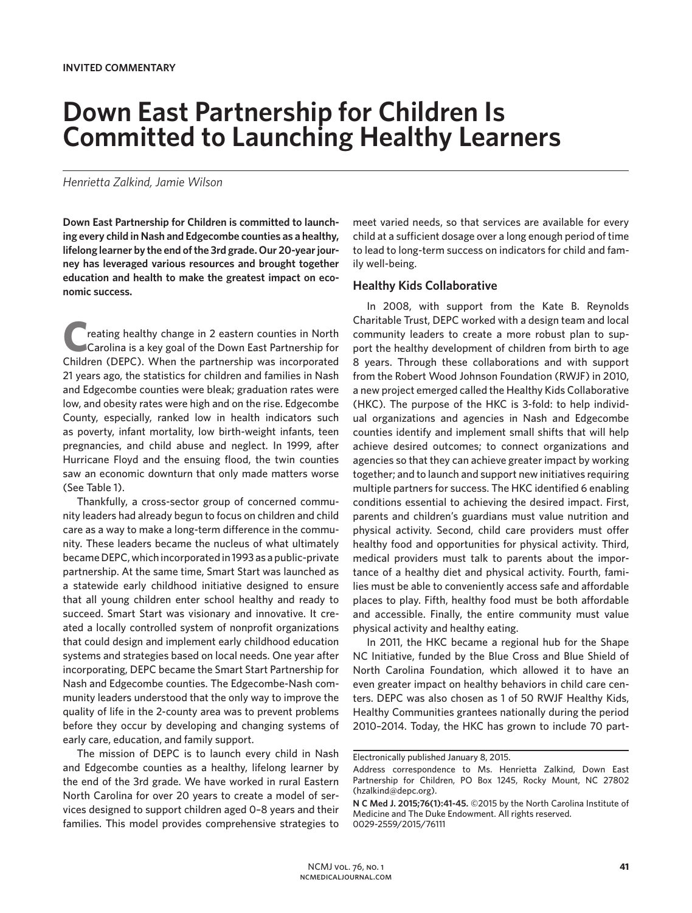**INVITED COMMENTARY**

# Down East Partnership for Children Is Committed to Launching Healthy Learners

*Henrietta Zalkind, Jamie Wilson*

**Down East Partnership for Children is committed to launching every child in Nash and Edgecombe counties as a healthy, lifelong learner by the end of the 3rd grade. Our 20-year journey has leveraged various resources and brought together education and health to make the greatest impact on economic success.**

Creating healthy change in 2 eastern counties in North Carolina is a key goal of the Down East Partnership for Children (DEPC). When the partnership was incorporated 21 years ago, the statistics for children and families in Nash and Edgecombe counties were bleak; graduation rates were low, and obesity rates were high and on the rise. Edgecombe County, especially, ranked low in health indicators such as poverty, infant mortality, low birth-weight infants, teen pregnancies, and child abuse and neglect. In 1999, after Hurricane Floyd and the ensuing flood, the twin counties saw an economic downturn that only made matters worse (See Table 1).

Thankfully, a cross-sector group of concerned community leaders had already begun to focus on children and child care as a way to make a long-term difference in the community. These leaders became the nucleus of what ultimately became DEPC, which incorporated in 1993 as a public-private partnership. At the same time, Smart Start was launched as a statewide early childhood initiative designed to ensure that all young children enter school healthy and ready to succeed. Smart Start was visionary and innovative. It created a locally controlled system of nonprofit organizations that could design and implement early childhood education systems and strategies based on local needs. One year after incorporating, DEPC became the Smart Start Partnership for Nash and Edgecombe counties. The Edgecombe-Nash community leaders understood that the only way to improve the quality of life in the 2-county area was to prevent problems before they occur by developing and changing systems of early care, education, and family support.

The mission of DEPC is to launch every child in Nash and Edgecombe counties as a healthy, lifelong learner by the end of the 3rd grade. We have worked in rural Eastern North Carolina for over 20 years to create a model of services designed to support children aged 0–8 years and their families. This model provides comprehensive strategies to meet varied needs, so that services are available for every child at a sufficient dosage over a long enough period of time to lead to long-term success on indicators for child and family well-being.

## Healthy Kids Collaborative

In 2008, with support from the Kate B. Reynolds Charitable Trust, DEPC worked with a design team and local community leaders to create a more robust plan to support the healthy development of children from birth to age 8 years. Through these collaborations and with support from the Robert Wood Johnson Foundation (RWJF) in 2010, a new project emerged called the Healthy Kids Collaborative (HKC). The purpose of the HKC is 3-fold: to help individual organizations and agencies in Nash and Edgecombe counties identify and implement small shifts that will help achieve desired outcomes; to connect organizations and agencies so that they can achieve greater impact by working together; and to launch and support new initiatives requiring multiple partners for success. The HKC identified 6 enabling conditions essential to achieving the desired impact. First, parents and children's guardians must value nutrition and physical activity. Second, child care providers must offer healthy food and opportunities for physical activity. Third, medical providers must talk to parents about the importance of a healthy diet and physical activity. Fourth, families must be able to conveniently access safe and affordable places to play. Fifth, healthy food must be both affordable and accessible. Finally, the entire community must value physical activity and healthy eating.

In 2011, the HKC became a regional hub for the Shape NC Initiative, funded by the Blue Cross and Blue Shield of North Carolina Foundation, which allowed it to have an even greater impact on healthy behaviors in child care centers. DEPC was also chosen as 1 of 50 RWJF Healthy Kids, Healthy Communities grantees nationally during the period 2010–2014. Today, the HKC has grown to include 70 part-

Electronically published January 8, 2015.

Address correspondence to Ms. Henrietta Zalkind, Down East Partnership for Children, PO Box 1245, Rocky Mount, NC 27802 (hzalkind@depc.org).

**N C Med J. 2015;76(1):41-45.** ©2015 by the North Carolina Institute of Medicine and The Duke Endowment. All rights reserved. 0029-2559/2015/76111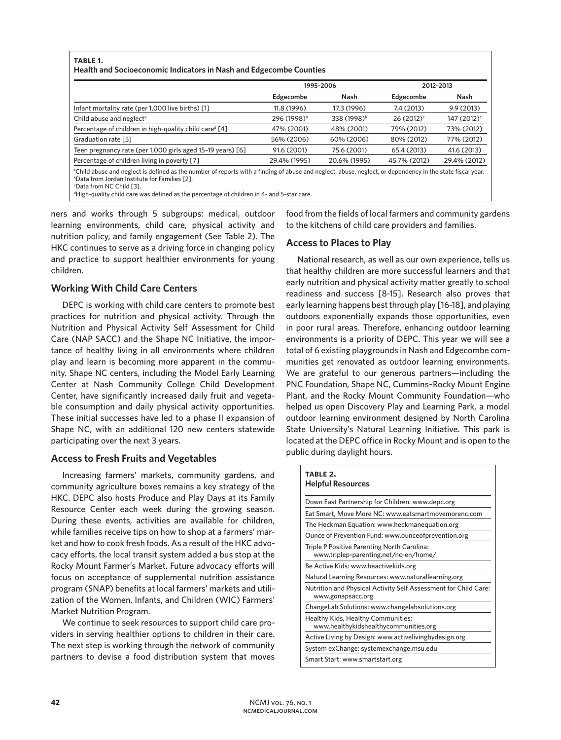**TABLE 1.**
**Health and Socioeconomic Indicators in Nash and Edgecombe Counties**

| | 1995–2006 | | 2012–2013 | |
|---|---|---|---|---|
| | Edgecombe | Nash | Edgecombe | Nash |
| Infant mortality rate (per 1,000 live births) [1] | 11.8 (1996) | 17.3 (1996) | 7.4 (2013) | 9.9 (2013) |
| Child abuse and neglect[a] | 296 (1998)[b] | 338 (1998)[b] | 26 (2012)[c] | 147 (2012)[c] |
| Percentage of children in high-quality child care[d] [4] | 47% (2001) | 48% (2001) | 79% (2012) | 73% (2012) |
| Graduation rate [5] | 56% (2006) | 60% (2006) | 80% (2012) | 77% (2012) |
| Teen pregnancy rate (per 1,000 girls aged 15–19 years) [6] | 91.6 (2001) | 75.6 (2001) | 65.4 (2013) | 41.6 (2013) |
| Percentage of children living in poverty [7] | 29.4% (1995) | 20.6% (1995) | 45.7% (2012) | 29.4% (2012) |

[a]Child abuse and neglect is defined as the number of reports with a finding of abuse and neglect, abuse, neglect, or dependency in the state fiscal year.
[b]Data from Jordan Institute for Families [2].
[c]Data from NC Child [3].
[d]High-quality child care was defined as the percentage of children in 4- and 5-star care.

ners and works through 5 subgroups: medical, outdoor learning environments, child care, physical activity and nutrition policy, and family engagement (See Table 2). The HKC continues to serve as a driving force in changing policy and practice to support healthier environments for young children.

## Working With Child Care Centers

DEPC is working with child care centers to promote best practices for nutrition and physical activity. Through the Nutrition and Physical Activity Self Assessment for Child Care (NAP SACC) and the Shape NC Initiative, the importance of healthy living in all environments where children play and learn is becoming more apparent in the community. Shape NC centers, including the Model Early Learning Center at Nash Community College Child Development Center, have significantly increased daily fruit and vegetable consumption and daily physical activity opportunities. These initial successes have led to a phase II expansion of Shape NC, with an additional 120 new centers statewide participating over the next 3 years.

## Access to Fresh Fruits and Vegetables

Increasing farmers' markets, community gardens, and community agriculture boxes remains a key strategy of the HKC. DEPC also hosts Produce and Play Days at its Family Resource Center each week during the growing season. During these events, activities are available for children, while families receive tips on how to shop at a farmers' market and how to cook fresh foods. As a result of the HKC advocacy efforts, the local transit system added a bus stop at the Rocky Mount Farmer's Market. Future advocacy efforts will focus on acceptance of supplemental nutrition assistance program (SNAP) benefits at local farmers' markets and utilization of the Women, Infants, and Children (WIC) Farmers' Market Nutrition Program.

We continue to seek resources to support child care providers in serving healthier options to children in their care. The next step is working through the network of community partners to devise a food distribution system that moves food from the fields of local farmers and community gardens to the kitchens of child care providers and families.

## Access to Places to Play

National research, as well as our own experience, tells us that healthy children are more successful learners and that early nutrition and physical activity matter greatly to school readiness and success [8-15]. Research also proves that early learning happens best through play [16-18], and playing outdoors exponentially expands those opportunities, even in poor rural areas. Therefore, enhancing outdoor learning environments is a priority of DEPC. This year we will see a total of 6 existing playgrounds in Nash and Edgecombe communities get renovated as outdoor learning environments. We are grateful to our generous partners—including the PNC Foundation, Shape NC, Cummins–Rocky Mount Engine Plant, and the Rocky Mount Community Foundation—who helped us open Discovery Play and Learning Park, a model outdoor learning environment designed by North Carolina State University's Natural Learning Initiative. This park is located at the DEPC office in Rocky Mount and is open to the public during daylight hours.

**TABLE 2.**
**Helpful Resources**

| |
|---|
| Down East Partnership for Children: www.depc.org |
| Eat Smart, Move More NC: www.eatsmartmovemorenc.com |
| The Heckman Equation: www.heckmanequation.org |
| Ounce of Prevention Fund: www.ounceofprevention.org |
| Triple P Positive Parenting North Carolina: www.triplep-parenting.net/nc-en/home/ |
| Be Active Kids: www.beactivekids.org |
| Natural Learning Resources: www.naturallearning.org |
| Nutrition and Physical Activity Self Assessment for Child Care: www.gonapsacc.org |
| ChangeLab Solutions: www.changelabsolutions.org |
| Healthy Kids, Healthy Communities: www.healthykidshealthycommunities.org |
| Active Living by Design: www.activelivingbydesign.org |
| System exChange: systemexchange.msu.edu |
| Smart Start: www.smartstart.org |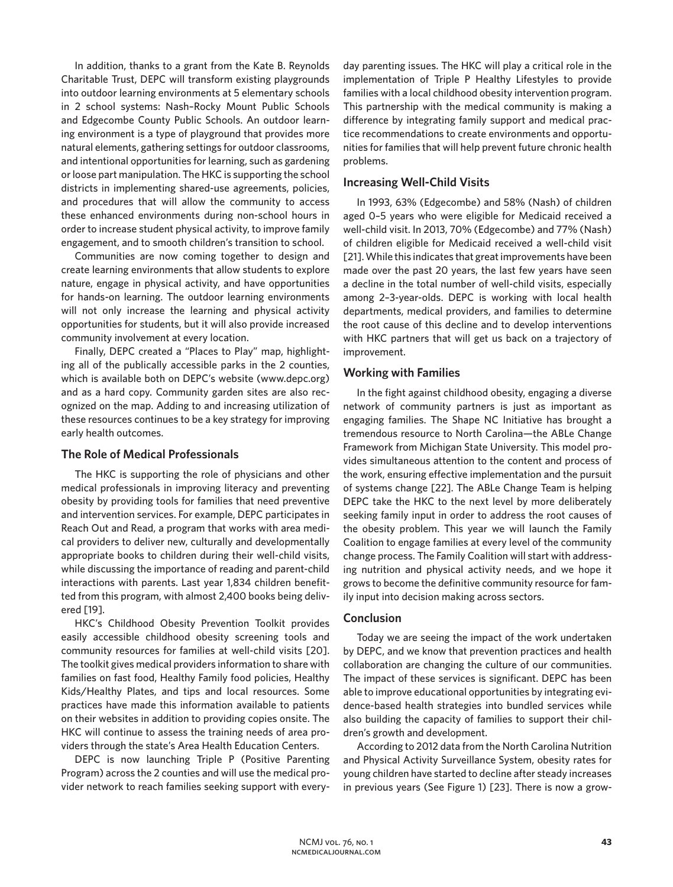In addition, thanks to a grant from the Kate B. Reynolds Charitable Trust, DEPC will transform existing playgrounds into outdoor learning environments at 5 elementary schools in 2 school systems: Nash–Rocky Mount Public Schools and Edgecombe County Public Schools. An outdoor learning environment is a type of playground that provides more natural elements, gathering settings for outdoor classrooms, and intentional opportunities for learning, such as gardening or loose part manipulation. The HKC is supporting the school districts in implementing shared-use agreements, policies, and procedures that will allow the community to access these enhanced environments during non-school hours in order to increase student physical activity, to improve family engagement, and to smooth children's transition to school.

Communities are now coming together to design and create learning environments that allow students to explore nature, engage in physical activity, and have opportunities for hands-on learning. The outdoor learning environments will not only increase the learning and physical activity opportunities for students, but it will also provide increased community involvement at every location.

Finally, DEPC created a "Places to Play" map, highlighting all of the publically accessible parks in the 2 counties, which is available both on DEPC's website (www.depc.org) and as a hard copy. Community garden sites are also recognized on the map. Adding to and increasing utilization of these resources continues to be a key strategy for improving early health outcomes.

### The Role of Medical Professionals

The HKC is supporting the role of physicians and other medical professionals in improving literacy and preventing obesity by providing tools for families that need preventive and intervention services. For example, DEPC participates in Reach Out and Read, a program that works with area medical providers to deliver new, culturally and developmentally appropriate books to children during their well-child visits, while discussing the importance of reading and parent-child interactions with parents. Last year 1,834 children benefitted from this program, with almost 2,400 books being delivered [19].

HKC's Childhood Obesity Prevention Toolkit provides easily accessible childhood obesity screening tools and community resources for families at well-child visits [20]. The toolkit gives medical providers information to share with families on fast food, Healthy Family food policies, Healthy Kids/Healthy Plates, and tips and local resources. Some practices have made this information available to patients on their websites in addition to providing copies onsite. The HKC will continue to assess the training needs of area providers through the state's Area Health Education Centers.

DEPC is now launching Triple P (Positive Parenting Program) across the 2 counties and will use the medical provider network to reach families seeking support with everyday parenting issues. The HKC will play a critical role in the implementation of Triple P Healthy Lifestyles to provide families with a local childhood obesity intervention program. This partnership with the medical community is making a difference by integrating family support and medical practice recommendations to create environments and opportunities for families that will help prevent future chronic health problems.

### Increasing Well-Child Visits

In 1993, 63% (Edgecombe) and 58% (Nash) of children aged 0–5 years who were eligible for Medicaid received a well-child visit. In 2013, 70% (Edgecombe) and 77% (Nash) of children eligible for Medicaid received a well-child visit [21]. While this indicates that great improvements have been made over the past 20 years, the last few years have seen a decline in the total number of well-child visits, especially among 2–3-year-olds. DEPC is working with local health departments, medical providers, and families to determine the root cause of this decline and to develop interventions with HKC partners that will get us back on a trajectory of improvement.

### Working with Families

In the fight against childhood obesity, engaging a diverse network of community partners is just as important as engaging families. The Shape NC Initiative has brought a tremendous resource to North Carolina—the ABLe Change Framework from Michigan State University. This model provides simultaneous attention to the content and process of the work, ensuring effective implementation and the pursuit of systems change [22]. The ABLe Change Team is helping DEPC take the HKC to the next level by more deliberately seeking family input in order to address the root causes of the obesity problem. This year we will launch the Family Coalition to engage families at every level of the community change process. The Family Coalition will start with addressing nutrition and physical activity needs, and we hope it grows to become the definitive community resource for family input into decision making across sectors.

### Conclusion

Today we are seeing the impact of the work undertaken by DEPC, and we know that prevention practices and health collaboration are changing the culture of our communities. The impact of these services is significant. DEPC has been able to improve educational opportunities by integrating evidence-based health strategies into bundled services while also building the capacity of families to support their children's growth and development.

According to 2012 data from the North Carolina Nutrition and Physical Activity Surveillance System, obesity rates for young children have started to decline after steady increases in previous years (See Figure 1) [23]. There is now a grow-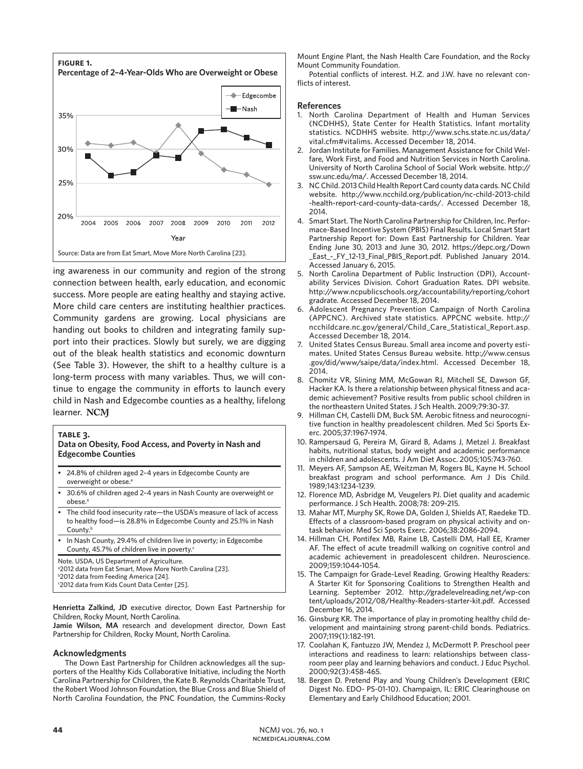**FIGURE 1.**
**Percentage of 2–4-Year-Olds Who are Overweight or Obese**

Source: Data are from Eat Smart, Move More North Carolina [23].

ing awareness in our community and region of the strong connection between health, early education, and economic success. More people are eating healthy and staying active. More child care centers are instituting healthier practices. Community gardens are growing. Local physicians are handing out books to children and integrating family support into their practices. Slowly but surely, we are digging out of the bleak health statistics and economic downturn (See Table 3). However, the shift to a healthy culture is a long-term process with many variables. Thus, we will continue to engage the community in efforts to launch every child in Nash and Edgecombe counties as a healthy, lifelong learner. **NCMJ**

**TABLE 3.**
**Data on Obesity, Food Access, and Poverty in Nash and Edgecombe Counties**

- 24.8% of children aged 2–4 years in Edgecombe County are overweight or obese.[a]
- 30.6% of children aged 2–4 years in Nash County are overweight or obese.[a]
- The child food insecurity rate—the USDA's measure of lack of access to healthy food—is 28.8% in Edgecombe County and 25.1% in Nash County.[b]
- In Nash County, 29.4% of children live in poverty; in Edgecombe County, 45.7% of children live in poverty.[c]

Note. USDA, US Department of Agriculture.
[a]2012 data from Eat Smart, Move More North Carolina [23].
[b]2012 data from Feeding America [24].
[c]2012 data from Kids Count Data Center [25].

**Henrietta Zalkind, JD** executive director, Down East Partnership for Children, Rocky Mount, North Carolina.
**Jamie Wilson, MA** research and development director, Down East Partnership for Children, Rocky Mount, North Carolina.

## Acknowledgments

The Down East Partnership for Children acknowledges all the supporters of the Healthy Kids Collaborative Initiative, including the North Carolina Partnership for Children, the Kate B. Reynolds Charitable Trust, the Robert Wood Johnson Foundation, the Blue Cross and Blue Shield of North Carolina Foundation, the PNC Foundation, the Cummins-Rocky Mount Engine Plant, the Nash Health Care Foundation, and the Rocky Mount Community Foundation.

Potential conflicts of interest. H.Z. and J.W. have no relevant conflicts of interest.

## References

1. North Carolina Department of Health and Human Services (NCDHHS), State Center for Health Statistics. Infant mortality statistics. NCDHHS website. http://www.schs.state.nc.us/data/vital.cfm#vitalims. Accessed December 18, 2014.
2. Jordan Institute for Families. Management Assistance for Child Welfare, Work First, and Food and Nutrition Services in North Carolina. University of North Carolina School of Social Work website. http://ssw.unc.edu/ma/. Accessed December 18, 2014.
3. NC Child. 2013 Child Health Report Card county data cards. NC Child website. http://www.ncchild.org/publication/nc-child-2013-child-health-report-card-county-data-cards/. Accessed December 18, 2014.
4. Smart Start. The North Carolina Partnership for Children, Inc. Performace-Based Incentive System (PBIS) Final Results. Local Smart Start Partnership Report for: Down East Partnership for Children. Year Ending June 30, 2013 and June 30, 2012. https://depc.org/Down_East_-_FY_12-13_Final_PBIS_Report.pdf. Published January 2014. Accessed January 6, 2015.
5. North Carolina Department of Public Instruction (DPI), Accountability Services Division. Cohort Graduation Rates. DPI website. http://www.ncpublicschools.org/accountability/reporting/cohortgradrate. Accessed December 18, 2014.
6. Adolescent Pregnancy Prevention Campaign of North Carolina (APPCNC). Archived state statistics. APPCNC website. http://ncchildcare.nc.gov/general/Child_Care_Statistical_Report.asp. Accessed December 18, 2014.
7. United States Census Bureau. Small area income and poverty estimates. United States Census Bureau website. http://www.census.gov/did/www/saipe/data/index.html. Accessed December 18, 2014.
8. Chomitz VR, Slining MM, McGowan RJ, Mitchell SE, Dawson GF, Hacker KA. Is there a relationship between physical fitness and academic achievement? Positive results from public school children in the northeastern United States. J Sch Health. 2009;79:30-37.
9. Hillman CH, Castelli DM, Buck SM. Aerobic fitness and neurocognitive function in healthy preadolescent children. Med Sci Sports Exerc. 2005;37:1967-1974.
10. Rampersaud G, Pereira M, Girard B, Adams J, Metzel J. Breakfast habits, nutritional status, body weight and academic performance in children and adolescents. J Am Diet Assoc. 2005;105:743-760.
11. Meyers AF, Sampson AE, Weitzman M, Rogers BL, Kayne H. School breakfast program and school performance. Am J Dis Child. 1989;143:1234-1239.
12. Florence MD, Asbridge M, Veugelers PJ. Diet quality and academic performance. J Sch Health. 2008;78: 209-215.
13. Mahar MT, Murphy SK, Rowe DA, Golden J, Shields AT, Raedeke TD. Effects of a classroom-based program on physical activity and on-task behavior. Med Sci Sports Exerc. 2006;38:2086-2094.
14. Hillman CH, Pontifex MB, Raine LB, Castelli DM, Hall EE, Kramer AF. The effect of acute treadmill walking on cognitive control and academic achievement in preadolescent children. Neuroscience. 2009;159:1044-1054.
15. The Campaign for Grade-Level Reading. Growing Healthy Readers: A Starter Kit for Sponsoring Coalitions to Strengthen Health and Learning. September 2012. http://gradelevelreading.net/wp-content/uploads/2012/08/Healthy-Readers-starter-kit.pdf. Accessed December 16, 2014.
16. Ginsburg KR. The importance of play in promoting healthy child development and maintaining strong parent-child bonds. Pediatrics. 2007;119(1):182-191.
17. Coolahan K, Fantuzzo JW, Mendez J, McDermott P. Preschool peer interactions and readiness to learn: relationships between classroom peer play and learning behaviors and conduct. J Educ Psychol. 2000;92(3):458-465.
18. Bergen D. Pretend Play and Young Children's Development (ERIC Digest No. EDO- PS-01-10). Champaign, IL: ERIC Clearinghouse on Elementary and Early Childhood Education; 2001.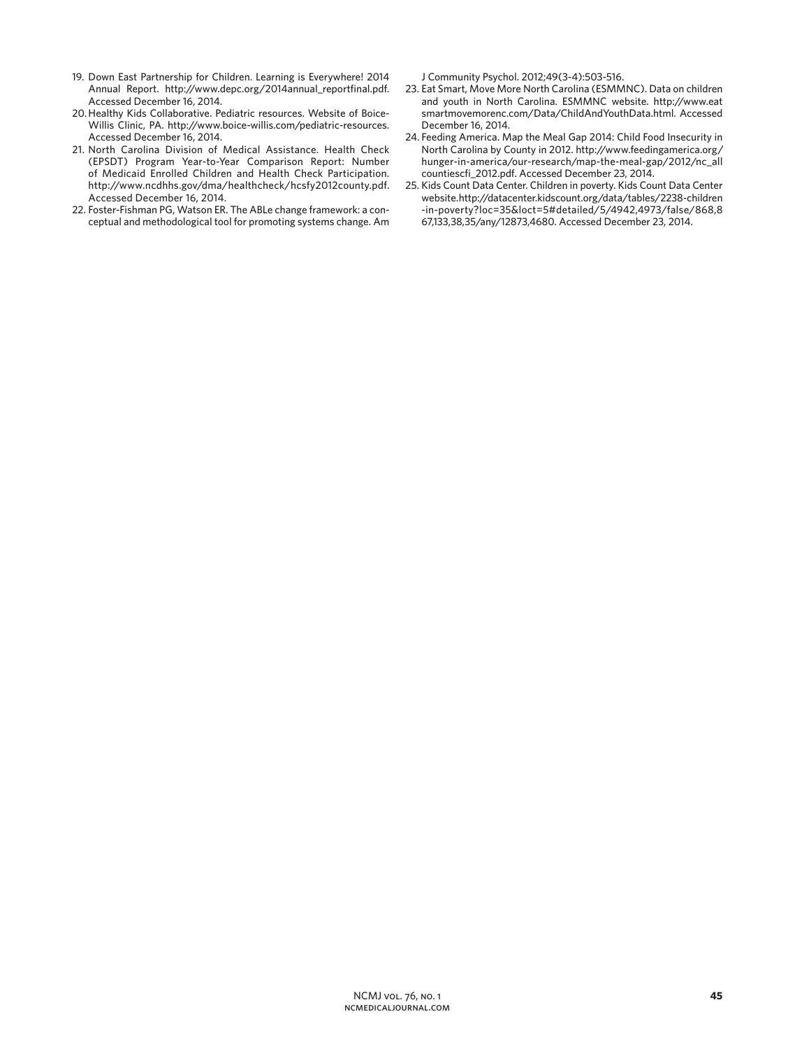19. Down East Partnership for Children. Learning is Everywhere! 2014 Annual Report. http://www.depc.org/2014annual_reportfinal.pdf. Accessed December 16, 2014.
20. Healthy Kids Collaborative. Pediatric resources. Website of Boice-Willis Clinic, PA. http://www.boice-willis.com/pediatric-resources. Accessed December 16, 2014.
21. North Carolina Division of Medical Assistance. Health Check (EPSDT) Program Year-to-Year Comparison Report: Number of Medicaid Enrolled Children and Health Check Participation. http://www.ncdhhs.gov/dma/healthcheck/hcsfy2012county.pdf. Accessed December 16, 2014.
22. Foster-Fishman PG, Watson ER. The ABLe change framework: a conceptual and methodological tool for promoting systems change. Am J Community Psychol. 2012;49(3-4):503-516.
23. Eat Smart, Move More North Carolina (ESMMNC). Data on children and youth in North Carolina. ESMMNC website. http://www.eatsmartmovemorenc.com/Data/ChildAndYouthData.html. Accessed December 16, 2014.
24. Feeding America. Map the Meal Gap 2014: Child Food Insecurity in North Carolina by County in 2012. http://www.feedingamerica.org/hunger-in-america/our-research/map-the-meal-gap/2012/nc_allcountiescfi_2012.pdf. Accessed December 23, 2014.
25. Kids Count Data Center. Children in poverty. Kids Count Data Center website.http://datacenter.kidscount.org/data/tables/2238-children-in-poverty?loc=35&loct=5#detailed/5/4942,4973/false/868,867,133,38,35/any/12873,4680. Accessed December 23, 2014.